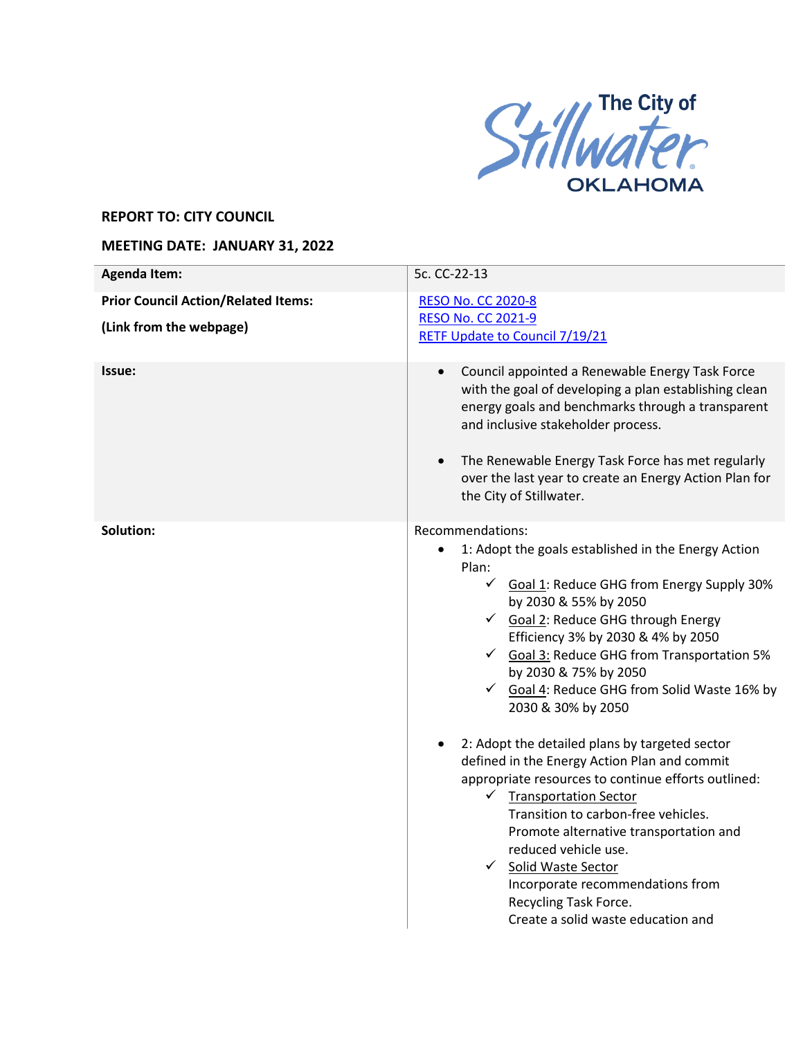The City of Stillwater OKLAHOMA

**REPORT TO: CITY COUNCIL**

**MEETING DATE: JANUARY 31, 2022**

| **Agenda Item:** | 5c. CC-22-13 |
|---|---|
| **Prior Council Action/Related Items:**<br>**(Link from the webpage)** | RESO No. CC 2020-8<br>RESO No. CC 2021-9<br>RETF Update to Council 7/19/21 |
| **Issue:** | • Council appointed a Renewable Energy Task Force with the goal of developing a plan establishing clean energy goals and benchmarks through a transparent and inclusive stakeholder process.<br><br>• The Renewable Energy Task Force has met regularly over the last year to create an Energy Action Plan for the City of Stillwater. |
| **Solution:** | Recommendations:<br>• 1: Adopt the goals established in the Energy Action Plan:<br>✓ Goal 1: Reduce GHG from Energy Supply 30% by 2030 & 55% by 2050<br>✓ Goal 2: Reduce GHG through Energy Efficiency 3% by 2030 & 4% by 2050<br>✓ Goal 3: Reduce GHG from Transportation 5% by 2030 & 75% by 2050<br>✓ Goal 4: Reduce GHG from Solid Waste 16% by 2030 & 30% by 2050<br><br>• 2: Adopt the detailed plans by targeted sector defined in the Energy Action Plan and commit appropriate resources to continue efforts outlined:<br>✓ Transportation Sector<br>Transition to carbon-free vehicles.<br>Promote alternative transportation and reduced vehicle use.<br>✓ Solid Waste Sector<br>Incorporate recommendations from Recycling Task Force.<br>Create a solid waste education and |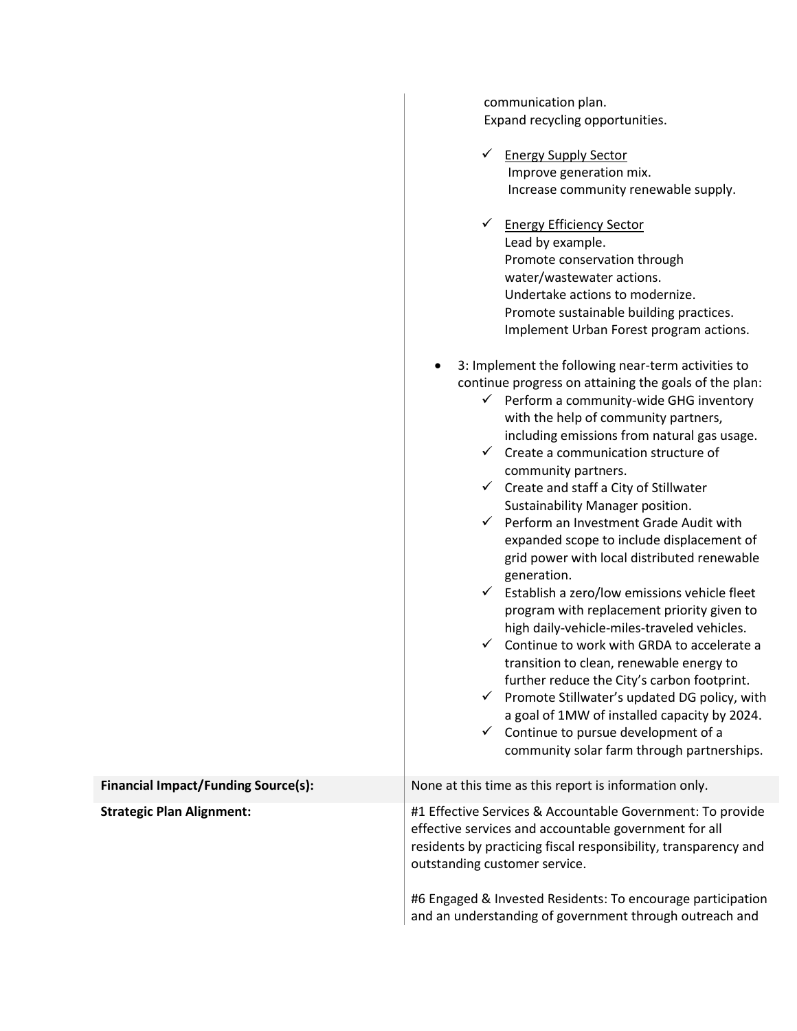| | |
|---|---|
| | communication plan.<br>Expand recycling opportunities.<br><br>✓ <u>Energy Supply Sector</u><br>Improve generation mix.<br>Increase community renewable supply.<br><br>✓ <u>Energy Efficiency Sector</u><br>Lead by example.<br>Promote conservation through water/wastewater actions.<br>Undertake actions to modernize.<br>Promote sustainable building practices.<br>Implement Urban Forest program actions.<br><br>• 3: Implement the following near-term activities to continue progress on attaining the goals of the plan:<br>✓ Perform a community-wide GHG inventory with the help of community partners, including emissions from natural gas usage.<br>✓ Create a communication structure of community partners.<br>✓ Create and staff a City of Stillwater Sustainability Manager position.<br>✓ Perform an Investment Grade Audit with expanded scope to include displacement of grid power with local distributed renewable generation.<br>✓ Establish a zero/low emissions vehicle fleet program with replacement priority given to high daily-vehicle-miles-traveled vehicles.<br>✓ Continue to work with GRDA to accelerate a transition to clean, renewable energy to further reduce the City's carbon footprint.<br>✓ Promote Stillwater's updated DG policy, with a goal of 1MW of installed capacity by 2024.<br>✓ Continue to pursue development of a community solar farm through partnerships. |
| **Financial Impact/Funding Source(s):** | None at this time as this report is information only. |
| **Strategic Plan Alignment:** | #1 Effective Services & Accountable Government: To provide effective services and accountable government for all residents by practicing fiscal responsibility, transparency and outstanding customer service.<br><br>#6 Engaged & Invested Residents: To encourage participation and an understanding of government through outreach and |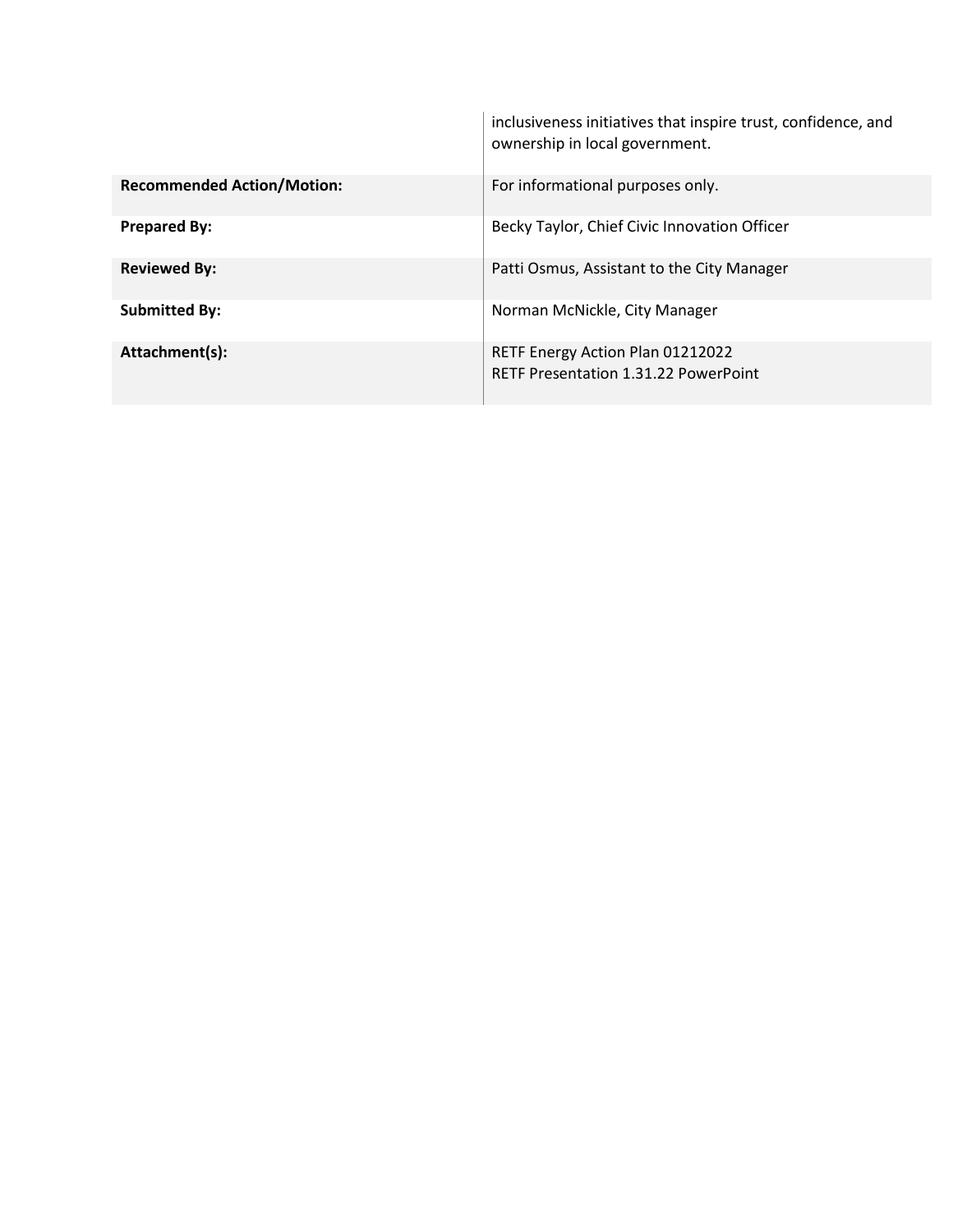| | |
|---|---|
| | inclusiveness initiatives that inspire trust, confidence, and ownership in local government. |
| **Recommended Action/Motion:** | For informational purposes only. |
| **Prepared By:** | Becky Taylor, Chief Civic Innovation Officer |
| **Reviewed By:** | Patti Osmus, Assistant to the City Manager |
| **Submitted By:** | Norman McNickle, City Manager |
| **Attachment(s):** | RETF Energy Action Plan 01212022<br>RETF Presentation 1.31.22 PowerPoint |